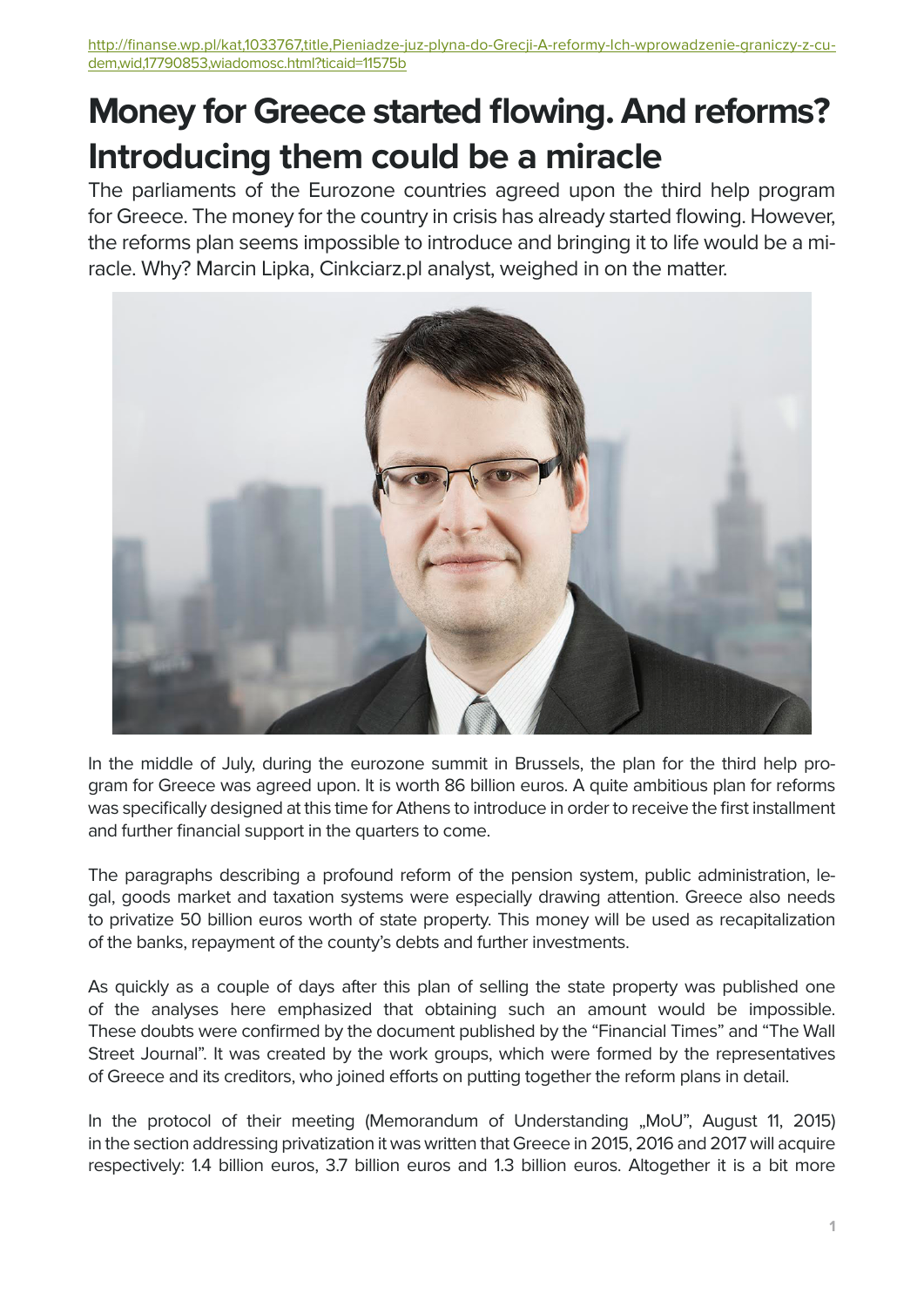http://finanse.wp.pl/kat,1033767,title,Pieniadze-juz-plyna-do-Grecji-A-reformy-Ich-wprowadzenie-graniczy-z-cudem,wid,17790853,wiadomosc.html?ticaid=11575b

# Money for Greece started flowing. And reforms? Introducing them could be a miracle

The parliaments of the Eurozone countries agreed upon the third help program for Greece. The money for the country in crisis has already started flowing. However, the reforms plan seems impossible to introduce and bringing it to life would be a miracle. Why? Marcin Lipka, Cinkciarz.pl analyst, weighed in on the matter.

In the middle of July, during the eurozone summit in Brussels, the plan for the third help program for Greece was agreed upon. It is worth 86 billion euros. A quite ambitious plan for reforms was specifically designed at this time for Athens to introduce in order to receive the first installment and further financial support in the quarters to come.

The paragraphs describing a profound reform of the pension system, public administration, legal, goods market and taxation systems were especially drawing attention. Greece also needs to privatize 50 billion euros worth of state property. This money will be used as recapitalization of the banks, repayment of the county's debts and further investments.

As quickly as a couple of days after this plan of selling the state property was published one of the analyses here emphasized that obtaining such an amount would be impossible. These doubts were confirmed by the document published by the "Financial Times" and "The Wall Street Journal". It was created by the work groups, which were formed by the representatives of Greece and its creditors, who joined efforts on putting together the reform plans in detail.

In the protocol of their meeting (Memorandum of Understanding „MoU", August 11, 2015) in the section addressing privatization it was written that Greece in 2015, 2016 and 2017 will acquire respectively: 1.4 billion euros, 3.7 billion euros and 1.3 billion euros. Altogether it is a bit more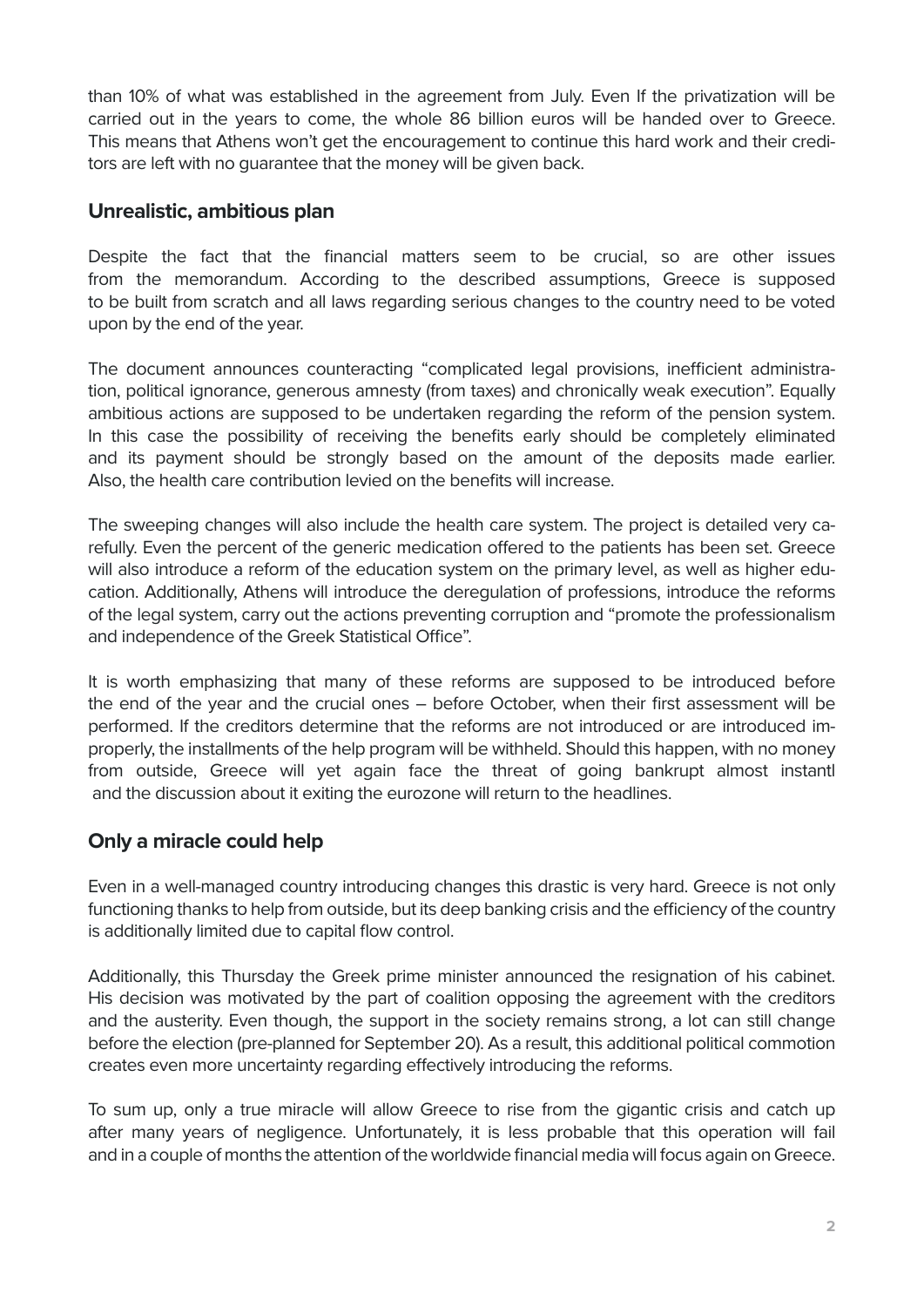than 10% of what was established in the agreement from July. Even If the privatization will be carried out in the years to come, the whole 86 billion euros will be handed over to Greece. This means that Athens won't get the encouragement to continue this hard work and their creditors are left with no guarantee that the money will be given back.

## Unrealistic, ambitious plan

Despite the fact that the financial matters seem to be crucial, so are other issues from the memorandum. According to the described assumptions, Greece is supposed to be built from scratch and all laws regarding serious changes to the country need to be voted upon by the end of the year.

The document announces counteracting "complicated legal provisions, inefficient administration, political ignorance, generous amnesty (from taxes) and chronically weak execution". Equally ambitious actions are supposed to be undertaken regarding the reform of the pension system. In this case the possibility of receiving the benefits early should be completely eliminated and its payment should be strongly based on the amount of the deposits made earlier. Also, the health care contribution levied on the benefits will increase.

The sweeping changes will also include the health care system. The project is detailed very carefully. Even the percent of the generic medication offered to the patients has been set. Greece will also introduce a reform of the education system on the primary level, as well as higher education. Additionally, Athens will introduce the deregulation of professions, introduce the reforms of the legal system, carry out the actions preventing corruption and "promote the professionalism and independence of the Greek Statistical Office".

It is worth emphasizing that many of these reforms are supposed to be introduced before the end of the year and the crucial ones – before October, when their first assessment will be performed. If the creditors determine that the reforms are not introduced or are introduced improperly, the installments of the help program will be withheld. Should this happen, with no money from outside, Greece will yet again face the threat of going bankrupt almost instantl and the discussion about it exiting the eurozone will return to the headlines.

## Only a miracle could help

Even in a well-managed country introducing changes this drastic is very hard. Greece is not only functioning thanks to help from outside, but its deep banking crisis and the efficiency of the country is additionally limited due to capital flow control.

Additionally, this Thursday the Greek prime minister announced the resignation of his cabinet. His decision was motivated by the part of coalition opposing the agreement with the creditors and the austerity. Even though, the support in the society remains strong, a lot can still change before the election (pre-planned for September 20). As a result, this additional political commotion creates even more uncertainty regarding effectively introducing the reforms.

To sum up, only a true miracle will allow Greece to rise from the gigantic crisis and catch up after many years of negligence. Unfortunately, it is less probable that this operation will fail and in a couple of months the attention of the worldwide financial media will focus again on Greece.